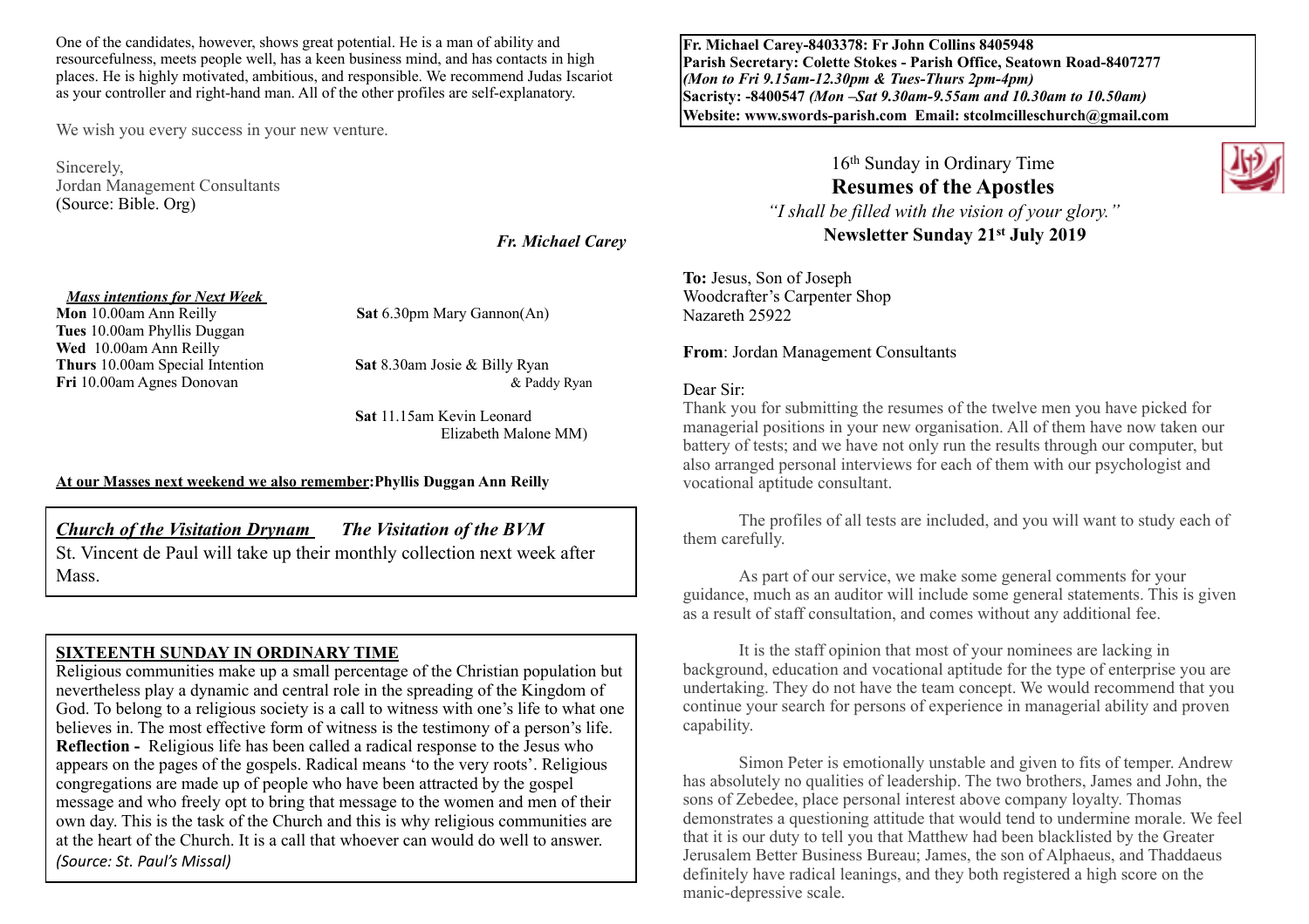One of the candidates, however, shows great potential. He is a man of ability and resourcefulness, meets people well, has a keen business mind, and has contacts in high places. He is highly motivated, ambitious, and responsible. We recommend Judas Iscariot as your controller and right-hand man. All of the other profiles are self-explanatory.

We wish you every success in your new venture.

Sincerely,
Jordan Management Consultants
(Source: Bible. Org)

*Fr. Michael Carey*

***Mass intentions for Next Week***

**Mon** 10.00am Ann Reilly
**Tues** 10.00am Phyllis Duggan
**Wed** 10.00am Ann Reilly
**Thurs** 10.00am Special Intention
**Fri** 10.00am Agnes Donovan

**Sat** 6.30pm Mary Gannon(An)
**Sat** 8.30am Josie & Billy Ryan & Paddy Ryan
**Sat** 11.15am Kevin Leonard Elizabeth Malone MM)

**At our Masses next weekend we also remember: Phyllis Duggan Ann Reilly**

***Church of the Visitation Drynam*** ***The Visitation of the BVM***

St. Vincent de Paul will take up their monthly collection next week after Mass.

**SIXTEENTH SUNDAY IN ORDINARY TIME**

Religious communities make up a small percentage of the Christian population but nevertheless play a dynamic and central role in the spreading of the Kingdom of God. To belong to a religious society is a call to witness with one's life to what one believes in. The most effective form of witness is the testimony of a person's life.
**Reflection -** Religious life has been called a radical response to the Jesus who appears on the pages of the gospels. Radical means 'to the very roots'. Religious congregations are made up of people who have been attracted by the gospel message and who freely opt to bring that message to the women and men of their own day. This is the task of the Church and this is why religious communities are at the heart of the Church. It is a call that whoever can would do well to answer.
*(Source: St. Paul's Missal)*

**Fr. Michael Carey-8403378: Fr John Collins 8405948**
**Parish Secretary: Colette Stokes - Parish Office, Seatown Road-8407277**
***(Mon to Fri 9.15am-12.30pm & Tues-Thurs 2pm-4pm)***
**Sacristy: -8400547** ***(Mon –Sat 9.30am-9.55am and 10.30am to 10.50am)***
**Website: www.swords-parish.com Email: stcolmcilleschurch@gmail.com**

16th Sunday in Ordinary Time

# Resumes of the Apostles

*"I shall be filled with the vision of your glory."*

**Newsletter Sunday 21st July 2019**

**To:** Jesus, Son of Joseph
Woodcrafter's Carpenter Shop
Nazareth 25922

**From**: Jordan Management Consultants

Dear Sir:

Thank you for submitting the resumes of the twelve men you have picked for managerial positions in your new organisation. All of them have now taken our battery of tests; and we have not only run the results through our computer, but also arranged personal interviews for each of them with our psychologist and vocational aptitude consultant.

The profiles of all tests are included, and you will want to study each of them carefully.

As part of our service, we make some general comments for your guidance, much as an auditor will include some general statements. This is given as a result of staff consultation, and comes without any additional fee.

It is the staff opinion that most of your nominees are lacking in background, education and vocational aptitude for the type of enterprise you are undertaking. They do not have the team concept. We would recommend that you continue your search for persons of experience in managerial ability and proven capability.

Simon Peter is emotionally unstable and given to fits of temper. Andrew has absolutely no qualities of leadership. The two brothers, James and John, the sons of Zebedee, place personal interest above company loyalty. Thomas demonstrates a questioning attitude that would tend to undermine morale. We feel that it is our duty to tell you that Matthew had been blacklisted by the Greater Jerusalem Better Business Bureau; James, the son of Alphaeus, and Thaddaeus definitely have radical leanings, and they both registered a high score on the manic-depressive scale.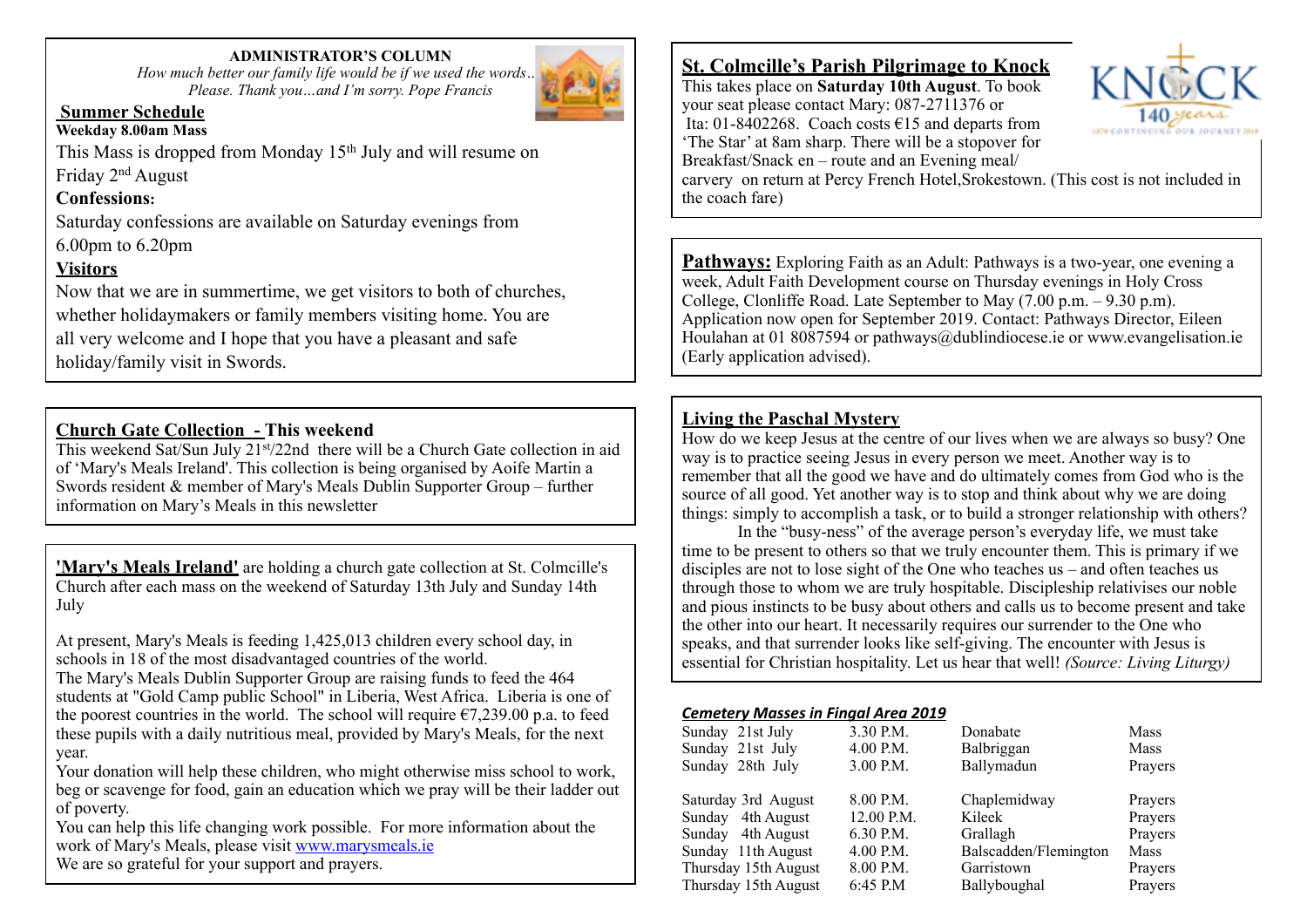**ADMINISTRATOR'S COLUMN**

*How much better our family life would be if we used the words.. Please. Thank you…and I'm sorry. Pope Francis*

**Summer Schedule**

**Weekday 8.00am Mass**

This Mass is dropped from Monday 15th July and will resume on Friday 2nd August

**Confessions:**

Saturday confessions are available on Saturday evenings from 6.00pm to 6.20pm

**Visitors**

Now that we are in summertime, we get visitors to both of churches, whether holidaymakers or family members visiting home. You are all very welcome and I hope that you have a pleasant and safe holiday/family visit in Swords.

**Church Gate Collection - This weekend**

This weekend Sat/Sun July 21st/22nd there will be a Church Gate collection in aid of 'Mary's Meals Ireland'. This collection is being organised by Aoife Martin a Swords resident & member of Mary's Meals Dublin Supporter Group – further information on Mary's Meals in this newsletter

**'Mary's Meals Ireland'** are holding a church gate collection at St. Colmcille's Church after each mass on the weekend of Saturday 13th July and Sunday 14th July

At present, Mary's Meals is feeding 1,425,013 children every school day, in schools in 18 of the most disadvantaged countries of the world.
The Mary's Meals Dublin Supporter Group are raising funds to feed the 464 students at "Gold Camp public School" in Liberia, West Africa. Liberia is one of the poorest countries in the world. The school will require €7,239.00 p.a. to feed these pupils with a daily nutritious meal, provided by Mary's Meals, for the next year.
Your donation will help these children, who might otherwise miss school to work, beg or scavenge for food, gain an education which we pray will be their ladder out of poverty.
You can help this life changing work possible. For more information about the work of Mary's Meals, please visit www.marysmeals.ie
We are so grateful for your support and prayers.

**St. Colmcille's Parish Pilgrimage to Knock**

This takes place on **Saturday 10th August**. To book your seat please contact Mary: 087-2711376 or Ita: 01-8402268. Coach costs €15 and departs from 'The Star' at 8am sharp. There will be a stopover for Breakfast/Snack en – route and an Evening meal/ carvery on return at Percy French Hotel,Srokestown. (This cost is not included in the coach fare)

**Pathways:** Exploring Faith as an Adult: Pathways is a two-year, one evening a week, Adult Faith Development course on Thursday evenings in Holy Cross College, Clonliffe Road. Late September to May (7.00 p.m. – 9.30 p.m). Application now open for September 2019. Contact: Pathways Director, Eileen Houlahan at 01 8087594 or pathways@dublindiocese.ie or www.evangelisation.ie (Early application advised).

**Living the Paschal Mystery**

How do we keep Jesus at the centre of our lives when we are always so busy? One way is to practice seeing Jesus in every person we meet. Another way is to remember that all the good we have and do ultimately comes from God who is the source of all good. Yet another way is to stop and think about why we are doing things: simply to accomplish a task, or to build a stronger relationship with others?

In the "busy-ness" of the average person's everyday life, we must take time to be present to others so that we truly encounter them. This is primary if we disciples are not to lose sight of the One who teaches us – and often teaches us through those to whom we are truly hospitable. Discipleship relativises our noble and pious instincts to be busy about others and calls us to become present and take the other into our heart. It necessarily requires our surrender to the One who speaks, and that surrender looks like self-giving. The encounter with Jesus is essential for Christian hospitality. Let us hear that well! *(Source: Living Liturgy)*

***Cemetery Masses in Fingal Area 2019***

| | | | |
|---|---|---|---|
| Sunday 21st July | 3.30 P.M. | Donabate | Mass |
| Sunday 21st July | 4.00 P.M. | Balbriggan | Mass |
| Sunday 28th July | 3.00 P.M. | Ballymadun | Prayers |
| Saturday 3rd August | 8.00 P.M. | Chaplemidway | Prayers |
| Sunday 4th August | 12.00 P.M. | Kileek | Prayers |
| Sunday 4th August | 6.30 P.M. | Grallagh | Prayers |
| Sunday 11th August | 4.00 P.M. | Balscadden/Flemington | Mass |
| Thursday 15th August | 8.00 P.M. | Garristown | Prayers |
| Thursday 15th August | 6:45 P.M | Ballyboughal | Prayers |